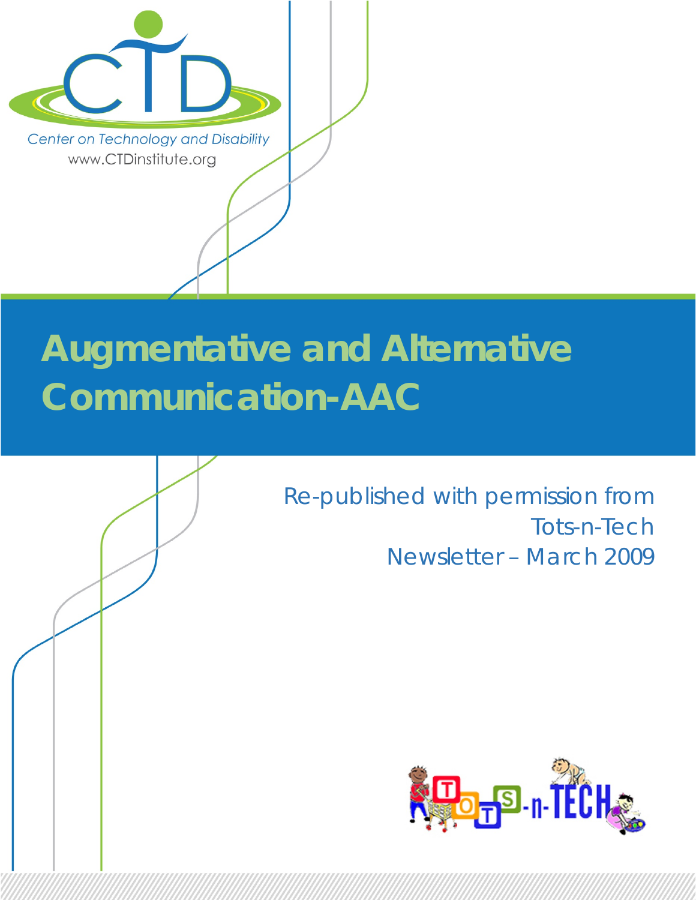Center on Technology and Disability

www.CTDinstitute.org

# Augmentative and Alternative Communication-AAC

Re-published with permission from
Tots-n-Tech
Newsletter – March 2009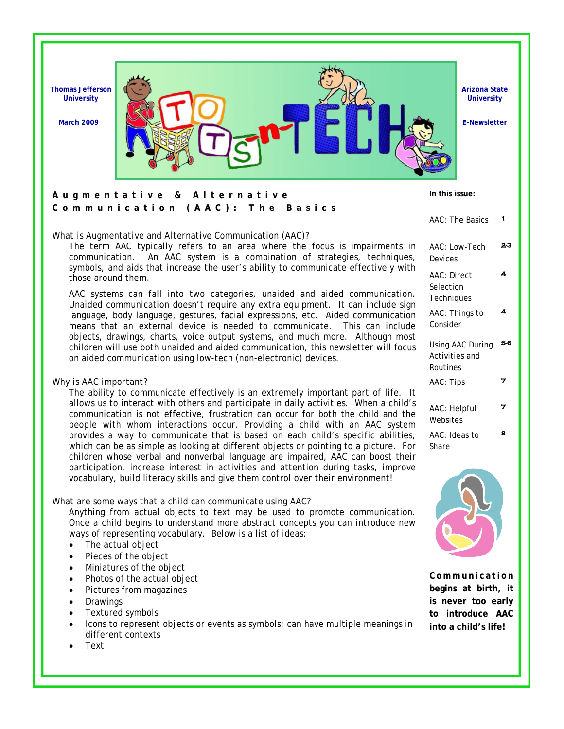Thomas Jefferson University

March 2009

Arizona State University

E-Newsletter

# Augmentative & Alternative Communication (AAC): The Basics

**In this issue:**

| | |
|---|---|
| AAC: The Basics | 1 |
| AAC: Low-Tech Devices | 2-3 |
| AAC: Direct Selection Techniques | 4 |
| AAC: Things to Consider | 4 |
| Using AAC During Activities and Routines | 5-6 |
| AAC: Tips | 7 |
| AAC: Helpful Websites | 7 |
| AAC: Ideas to Share | 8 |

What is Augmentative and Alternative Communication (AAC)?

The term AAC typically refers to an area where the focus is impairments in communication. An AAC system is a combination of strategies, techniques, symbols, and aids that increase the user's ability to communicate effectively with those around them.

AAC systems can fall into two categories, unaided and aided communication. Unaided communication doesn't require any extra equipment. It can include sign language, body language, gestures, facial expressions, etc. Aided communication means that an external device is needed to communicate. This can include objects, drawings, charts, voice output systems, and much more. Although most children will use both unaided and aided communication, this newsletter will focus on aided communication using low-tech (non-electronic) devices.

Why is AAC important?

The ability to communicate effectively is an extremely important part of life. It allows us to interact with others and participate in daily activities. When a child's communication is not effective, frustration can occur for both the child and the people with whom interactions occur. Providing a child with an AAC system provides a way to communicate that is based on each child's specific abilities, which can be as simple as looking at different objects or pointing to a picture. For children whose verbal and nonverbal language are impaired, AAC can boost their participation, increase interest in activities and attention during tasks, improve vocabulary, build literacy skills and give them control over their environment!

What are some ways that a child can communicate using AAC?

Anything from actual objects to text may be used to promote communication. Once a child begins to understand more abstract concepts you can introduce new ways of representing vocabulary. Below is a list of ideas:

- The actual object
- Pieces of the object
- Miniatures of the object
- Photos of the actual object
- Pictures from magazines
- Drawings
- Textured symbols
- Icons to represent objects or events as symbols; can have multiple meanings in different contexts
- Text

**Communication begins at birth, it is never too early to introduce AAC into a child's life!**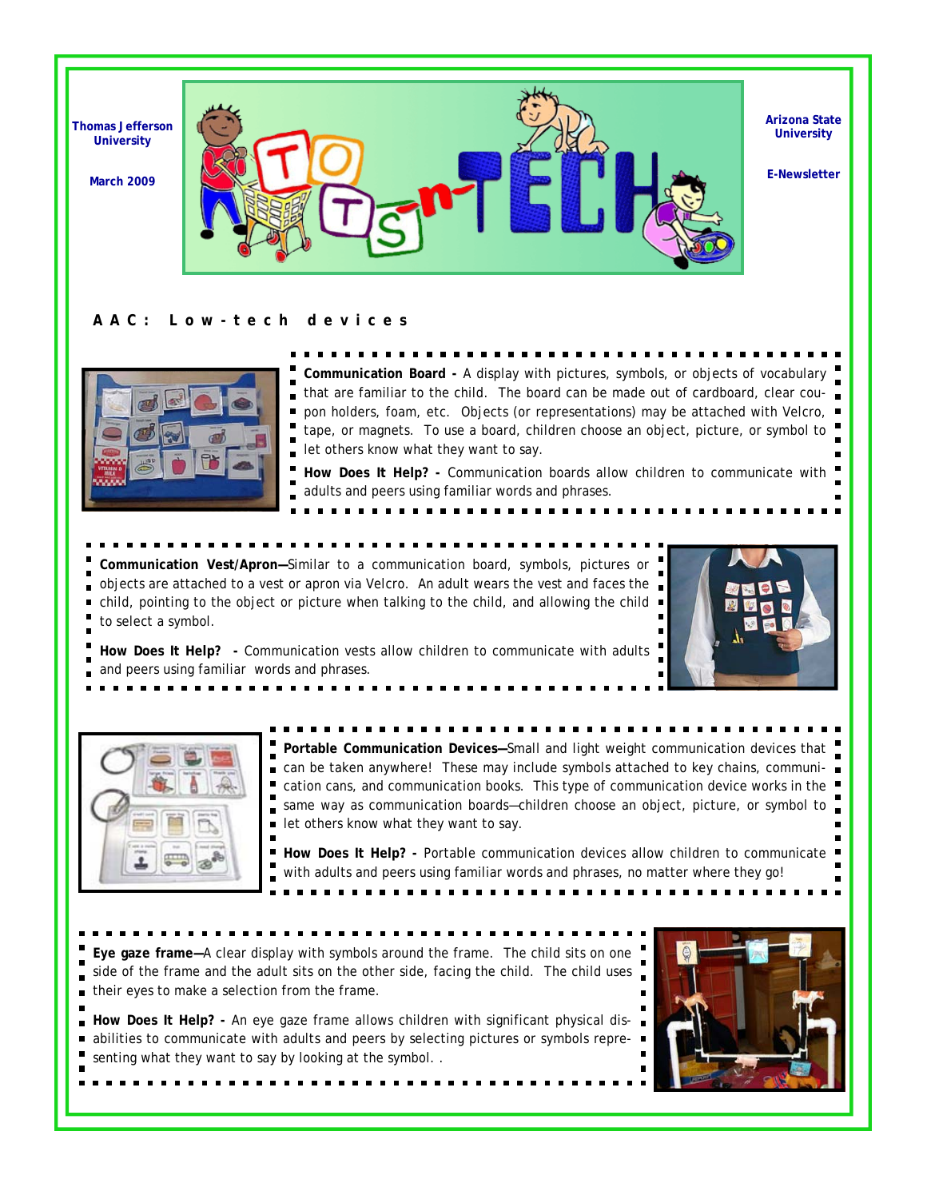Thomas Jefferson University

March 2009

Arizona State University

E-Newsletter

## AAC: Low-tech devices

**Communication Board -** A display with pictures, symbols, or objects of vocabulary that are familiar to the child. The board can be made out of cardboard, clear coupon holders, foam, etc. Objects (or representations) may be attached with Velcro, tape, or magnets. To use a board, children choose an object, picture, or symbol to let others know what they want to say.

**How Does It Help? -** Communication boards allow children to communicate with adults and peers using familiar words and phrases.

**Communication Vest/Apron—**Similar to a communication board, symbols, pictures or objects are attached to a vest or apron via Velcro. An adult wears the vest and faces the child, pointing to the object or picture when talking to the child, and allowing the child to select a symbol.

**How Does It Help? -** Communication vests allow children to communicate with adults and peers using familiar words and phrases.

**Portable Communication Devices—**Small and light weight communication devices that can be taken anywhere! These may include symbols attached to key chains, communication cans, and communication books. This type of communication device works in the same way as communication boards—children choose an object, picture, or symbol to let others know what they want to say.

**How Does It Help? -** Portable communication devices allow children to communicate with adults and peers using familiar words and phrases, no matter where they go!

**Eye gaze frame—**A clear display with symbols around the frame. The child sits on one side of the frame and the adult sits on the other side, facing the child. The child uses their eyes to make a selection from the frame.

**How Does It Help? -** An eye gaze frame allows children with significant physical disabilities to communicate with adults and peers by selecting pictures or symbols representing what they want to say by looking at the symbol. .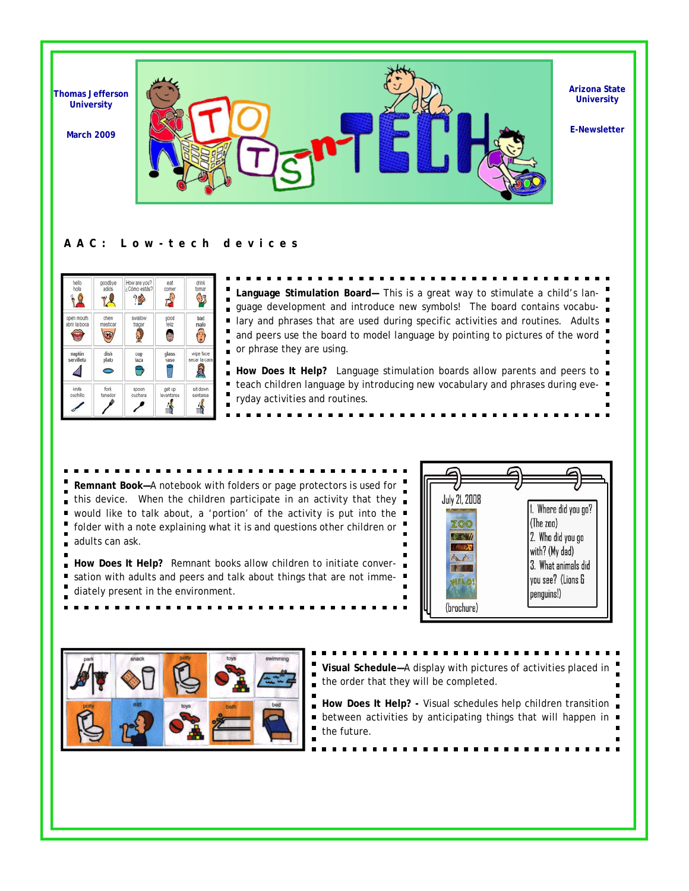Thomas Jefferson University

March 2009

Arizona State University

E-Newsletter

# Tots-n-Tech

## AAC: Low-tech devices

**Language Stimulation Board—** This is a great way to stimulate a child's language development and introduce new symbols! The board contains vocabulary and phrases that are used during specific activities and routines. Adults and peers use the board to model language by pointing to pictures of the word or phrase they are using.

**How Does It Help?** Language stimulation boards allow parents and peers to teach children language by introducing new vocabulary and phrases during everyday activities and routines.

**Remnant Book—**A notebook with folders or page protectors is used for this device. When the children participate in an activity that they would like to talk about, a 'portion' of the activity is put into the folder with a note explaining what it is and questions other children or adults can ask.

**How Does It Help?** Remnant books allow children to initiate conversation with adults and peers and talk about things that are not immediately present in the environment.

**Visual Schedule—**A display with pictures of activities placed in the order that they will be completed.

**How Does It Help? -** Visual schedules help children transition between activities by anticipating things that will happen in the future.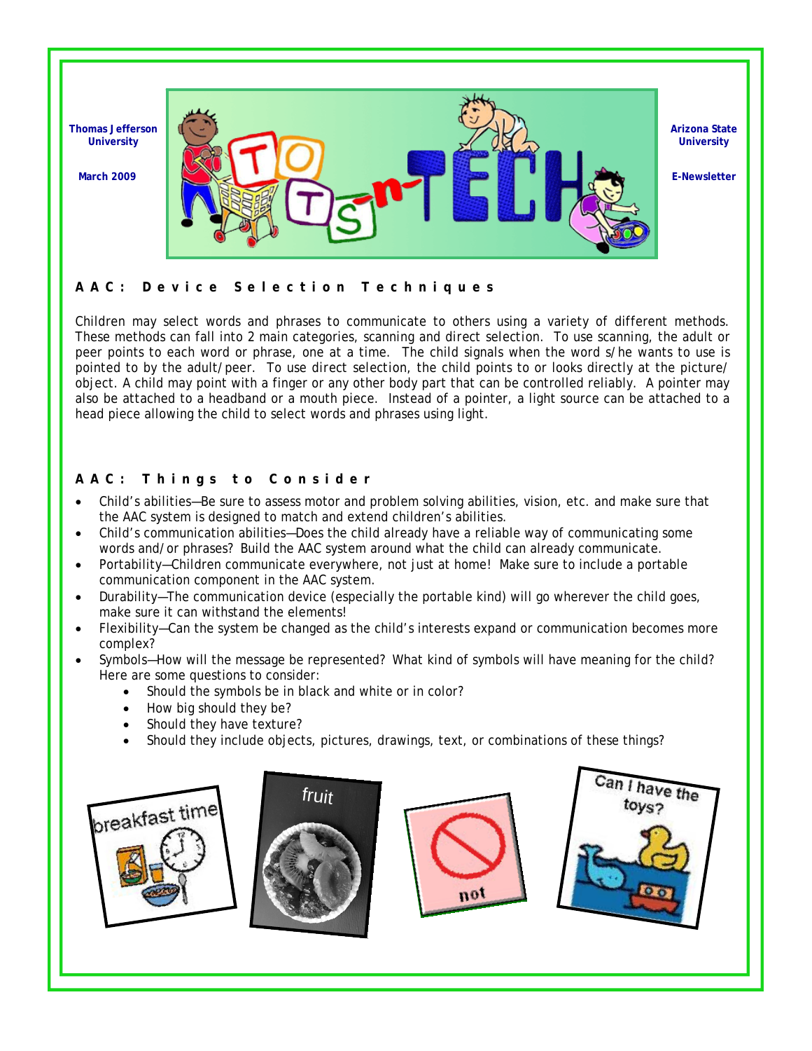Thomas Jefferson University

March 2009

Arizona State University

E-Newsletter

## AAC: Device Selection Techniques

Children may select words and phrases to communicate to others using a variety of different methods. These methods can fall into 2 main categories, scanning and direct selection. To use scanning, the adult or peer points to each word or phrase, one at a time. The child signals when the word s/he wants to use is pointed to by the adult/peer. To use direct selection, the child points to or looks directly at the picture/object. A child may point with a finger or any other body part that can be controlled reliably. A pointer may also be attached to a headband or a mouth piece. Instead of a pointer, a light source can be attached to a head piece allowing the child to select words and phrases using light.

## AAC: Things to Consider

- Child's abilities—Be sure to assess motor and problem solving abilities, vision, etc. and make sure that the AAC system is designed to match and extend children's abilities.
- Child's communication abilities—Does the child already have a reliable way of communicating some words and/or phrases? Build the AAC system around what the child can already communicate.
- Portability—Children communicate everywhere, not just at home! Make sure to include a portable communication component in the AAC system.
- Durability—The communication device (especially the portable kind) will go wherever the child goes, make sure it can withstand the elements!
- Flexibility—Can the system be changed as the child's interests expand or communication becomes more complex?
- Symbols—How will the message be represented? What kind of symbols will have meaning for the child? Here are some questions to consider:
    - Should the symbols be in black and white or in color?
    - How big should they be?
    - Should they have texture?
    - Should they include objects, pictures, drawings, text, or combinations of these things?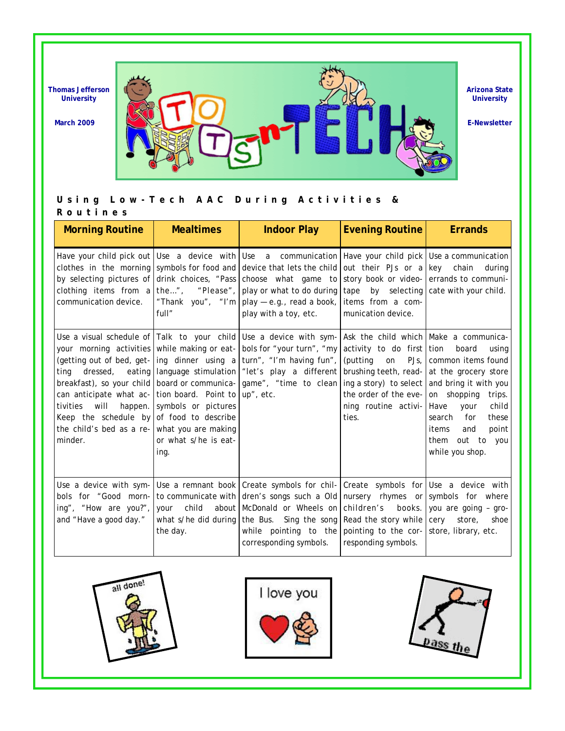Thomas Jefferson University

March 2009

Arizona State University

E-Newsletter

## Using Low-Tech AAC During Activities & Routines

| Morning Routine | Mealtimes | Indoor Play | Evening Routine | Errands |
|---|---|---|---|---|
| Have your child pick out clothes in the morning by selecting pictures of clothing items from a communication device. | Use a device with symbols for food and drink choices, "Pass the…", "Please", "Thank you", "I'm full" | Use a communication device that lets the child choose what game to play or what to do during play — e.g., read a book, play with a toy, etc. | Have your child pick out their PJs or a story book or videotape by selecting items from a communication device. | Use a communication key chain during errands to communicate with your child. |
| Use a visual schedule of your morning activities (getting out of bed, getting dressed, eating breakfast), so your child can anticipate what activities will happen. Keep the schedule by the child's bed as a reminder. | Talk to your child while making or eating dinner using a language stimulation board or communication board. Point to symbols or pictures of food to describe what you are making or what s/he is eating. | Use a device with symbols for "your turn", "my turn", "I'm having fun", "let's play a different game", "time to clean up", etc. | Ask the child which activity to do first (putting on PJs, brushing teeth, reading a story) to select the order of the evening routine activities. | Make a communication board using common items found at the grocery store and bring it with you on shopping trips. Have your child search for these items and point them out to you while you shop. |
| Use a device with symbols for "Good morning", "How are you?", and "Have a good day." | Use a remnant book to communicate with your child about what s/he did during the day. | Create symbols for children's songs such a Old McDonald or Wheels on the Bus. Sing the song while pointing to the corresponding symbols. | Create symbols for nursery rhymes or children's books. Read the story while pointing to the corresponding symbols. | Use a device with symbols for where you are going – grocery store, shoe store, library, etc. |

all done!

I love you

pass the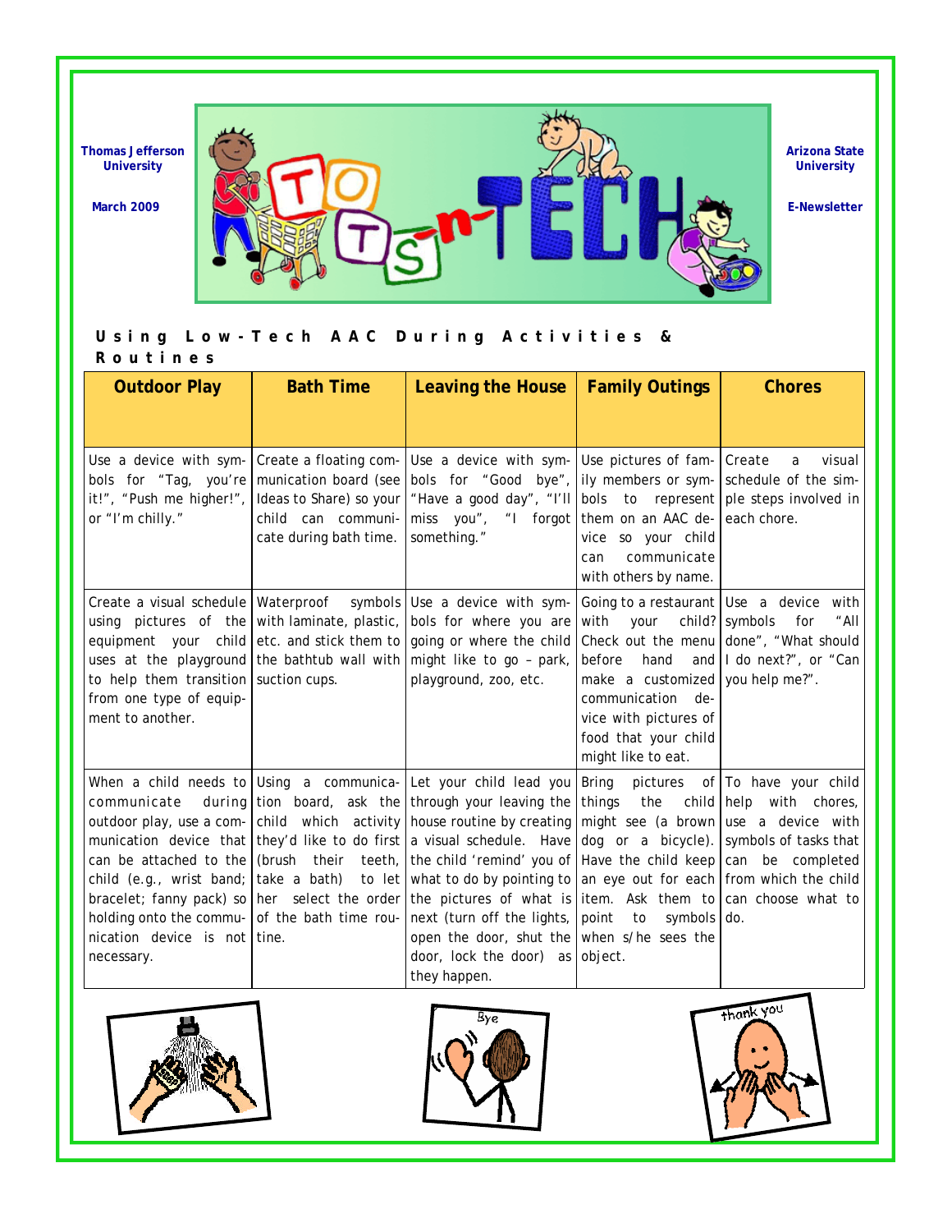Thomas Jefferson University

March 2009

Arizona State University

E-Newsletter

## Using Low-Tech AAC During Activities & Routines

| Outdoor Play | Bath Time | Leaving the House | Family Outings | Chores |
|---|---|---|---|---|
| Use a device with symbols for "Tag, you're it!", "Push me higher!", or "I'm chilly." | Create a floating communication board (see Ideas to Share) so your child can communicate during bath time. | Use a device with symbols for "Good bye", "Have a good day", "I'll miss you", "I forgot something." | Use pictures of family members or symbols to represent them on an AAC device so your child can communicate with others by name. | Create a visual schedule of the simple steps involved in each chore. |
| Create a visual schedule using pictures of the equipment your child uses at the playground to help them transition from one type of equipment to another. | Waterproof symbols with laminate, plastic, etc. and stick them to the bathtub wall with suction cups. | Use a device with symbols for where you are going or where the child might like to go – park, playground, zoo, etc. | Going to a restaurant with your child? Check out the menu before hand and make a customized communication device with pictures of food that your child might like to eat. | Use a device with symbols for "All done", "What should I do next?", or "Can you help me?". |
| When a child needs to communicate during outdoor play, use a communication device that can be attached to the child (e.g., wrist band; bracelet; fanny pack) so holding onto the communication device is not necessary. | Using a communication board, ask the child which activity they'd like to do first (brush their teeth, take a bath) to let her select the order of the bath time routine. | Let your child lead you through your leaving the house routine by creating a visual schedule. Have the child 'remind' you of what to do by pointing to the pictures of what is next (turn off the lights, open the door, shut the door, lock the door) as they happen. | Bring pictures of things the child might see (a brown dog or a bicycle). Have the child keep an eye out for each item. Ask them to point to symbols when s/he sees the object. | To have your child help with chores, use a device with symbols of tasks that can be completed from which the child can choose what to do. |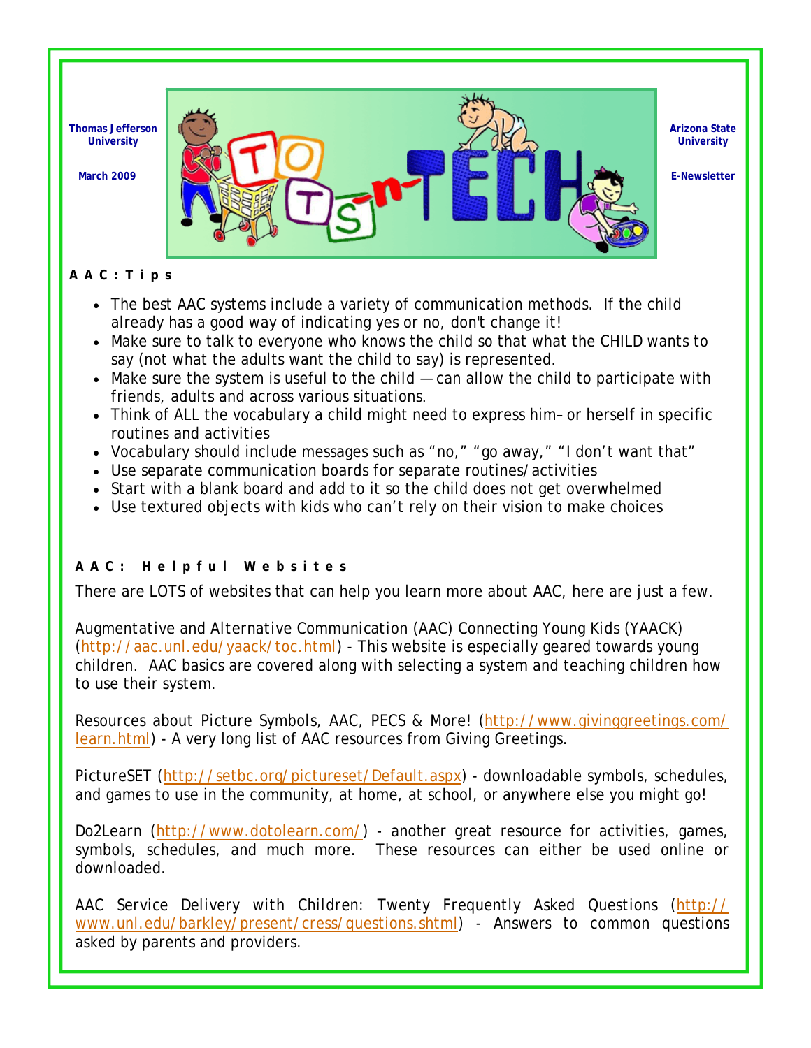Thomas Jefferson University

March 2009

Arizona State University

E-Newsletter

**AAC: Tips**

- The best AAC systems include a variety of communication methods. If the child already has a good way of indicating yes or no, don't change it!
- Make sure to talk to everyone who knows the child so that what the CHILD wants to say (not what the adults want the child to say) is represented.
- Make sure the system is useful to the child — can allow the child to participate with friends, adults and across various situations.
- Think of ALL the vocabulary a child might need to express him– or herself in specific routines and activities
- Vocabulary should include messages such as "no," "go away," "I don't want that"
- Use separate communication boards for separate routines/activities
- Start with a blank board and add to it so the child does not get overwhelmed
- Use textured objects with kids who can't rely on their vision to make choices

**AAC: Helpful Websites**

There are LOTS of websites that can help you learn more about AAC, here are just a few.

Augmentative and Alternative Communication (AAC) Connecting Young Kids (YAACK) (http://aac.unl.edu/yaack/toc.html) - This website is especially geared towards young children. AAC basics are covered along with selecting a system and teaching children how to use their system.

Resources about Picture Symbols, AAC, PECS & More! (http://www.givinggreetings.com/learn.html) - A very long list of AAC resources from Giving Greetings.

PictureSET (http://setbc.org/pictureset/Default.aspx) - downloadable symbols, schedules, and games to use in the community, at home, at school, or anywhere else you might go!

Do2Learn (http://www.dotolearn.com/) - another great resource for activities, games, symbols, schedules, and much more. These resources can either be used online or downloaded.

AAC Service Delivery with Children: Twenty Frequently Asked Questions (http://www.unl.edu/barkley/present/cress/questions.shtml) - Answers to common questions asked by parents and providers.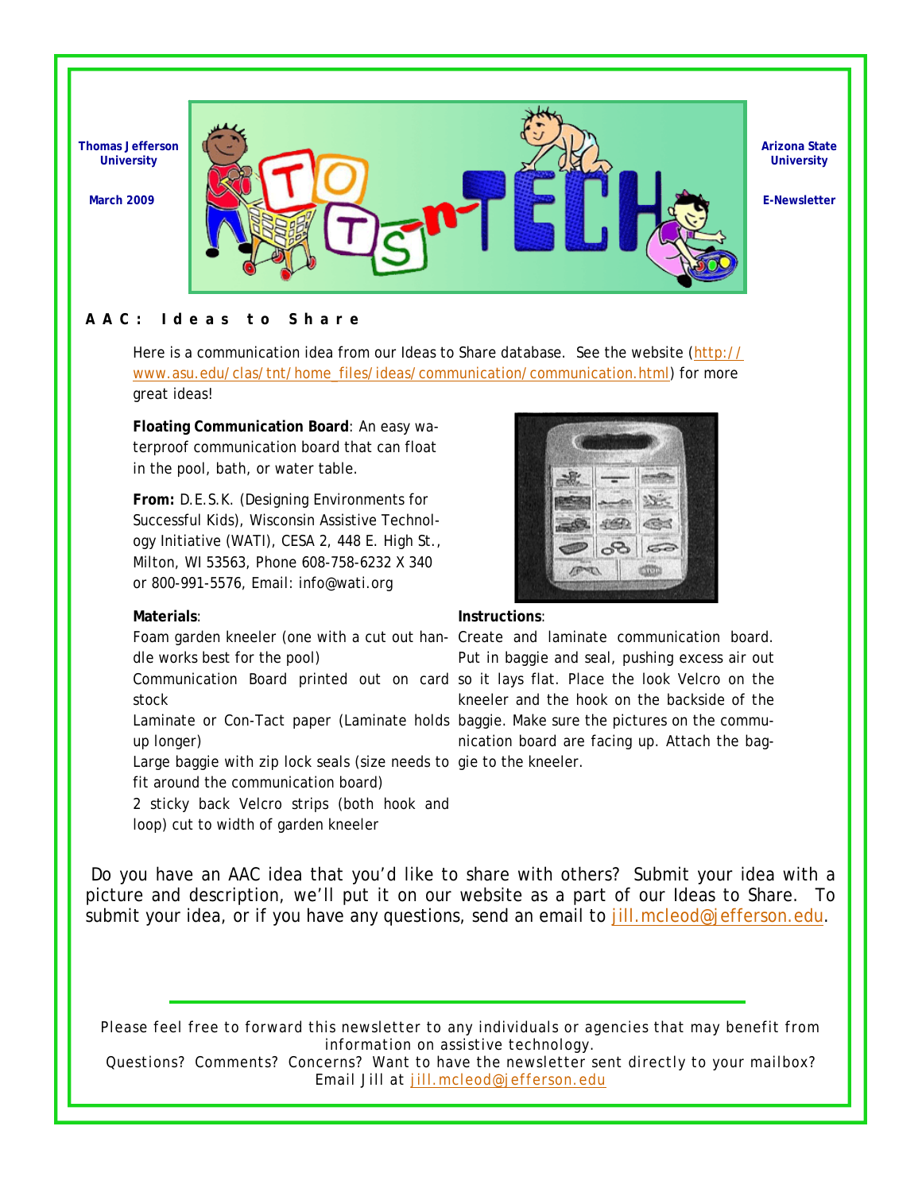Thomas Jefferson University

March 2009

Arizona State University

E-Newsletter

## AAC: Ideas to Share

Here is a communication idea from our Ideas to Share database. See the website (http://www.asu.edu/clas/tnt/home_files/ideas/communication/communication.html) for more great ideas!

**Floating Communication Board**: An easy waterproof communication board that can float in the pool, bath, or water table.

**From:** D.E.S.K. (Designing Environments for Successful Kids), Wisconsin Assistive Technology Initiative (WATI), CESA 2, 448 E. High St., Milton, WI 53563, Phone 608-758-6232 X 340 or 800-991-5576, Email: info@wati.org

**Materials**:

Foam garden kneeler (one with a cut out handle works best for the pool)

Communication Board printed out on card stock

Laminate or Con-Tact paper (Laminate holds up longer)

Large baggie with zip lock seals (size needs to fit around the communication board)

2 sticky back Velcro strips (both hook and loop) cut to width of garden kneeler

**Instructions**:

Create and laminate communication board. Put in baggie and seal, pushing excess air out so it lays flat. Place the look Velcro on the kneeler and the hook on the backside of the baggie. Make sure the pictures on the communication board are facing up. Attach the baggie to the kneeler.

Do you have an AAC idea that you'd like to share with others? Submit your idea with a picture and description, we'll put it on our website as a part of our Ideas to Share. To submit your idea, or if you have any questions, send an email to jill.mcleod@jefferson.edu.

---

Please feel free to forward this newsletter to any individuals or agencies that may benefit from information on assistive technology.

Questions? Comments? Concerns? Want to have the newsletter sent directly to your mailbox? Email Jill at jill.mcleod@jefferson.edu